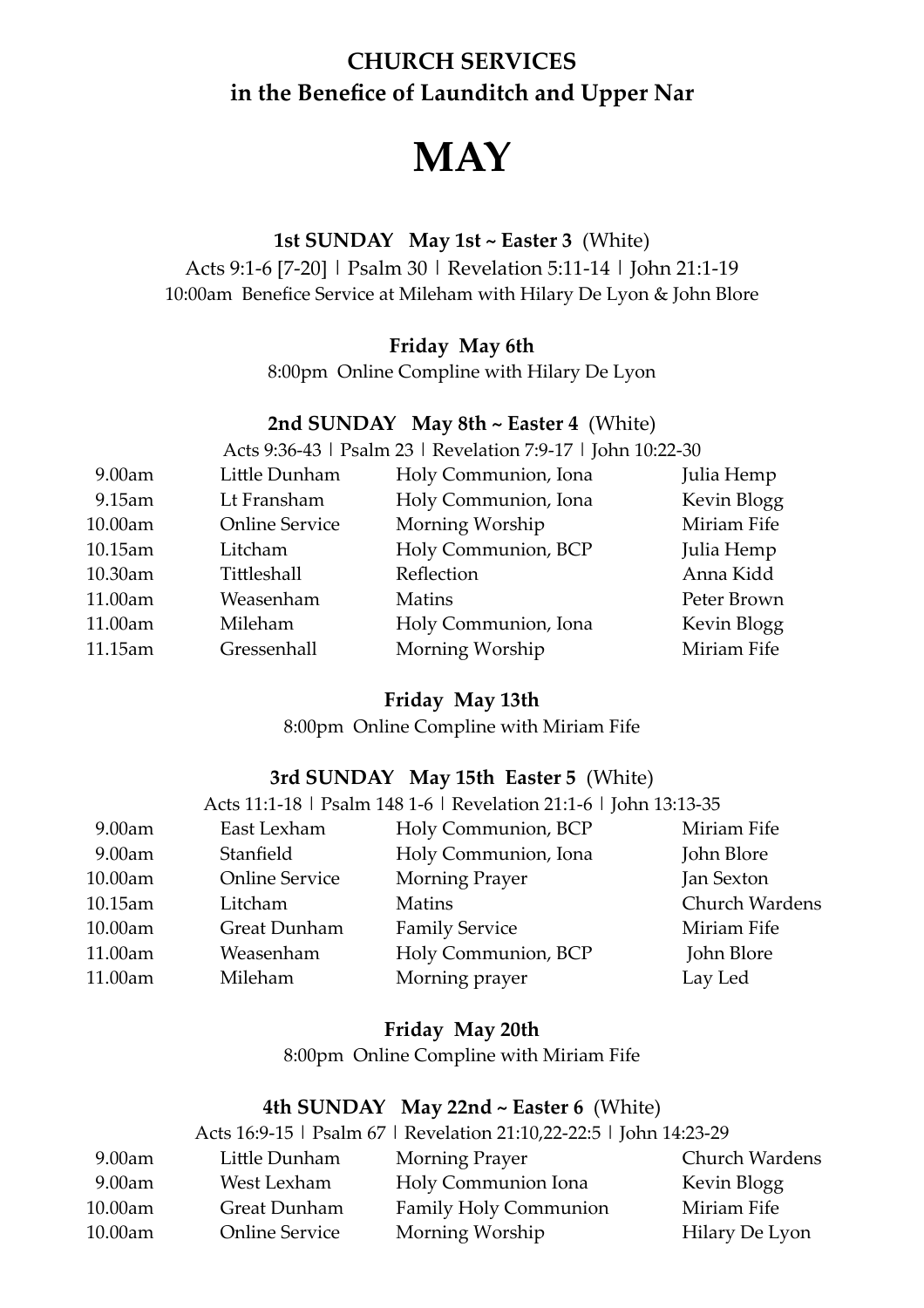**CHURCH SERVICES**
**in the Benefice of Launditch and Upper Nar**

# MAY

**1st SUNDAY May 1st ~ Easter 3** (White)

Acts 9:1-6 [7-20] | Psalm 30 | Revelation 5:11-14 | John 21:1-19

10:00am Benefice Service at Mileham with Hilary De Lyon & John Blore

**Friday May 6th**

8:00pm Online Compline with Hilary De Lyon

**2nd SUNDAY May 8th ~ Easter 4** (White)

Acts 9:36-43 | Psalm 23 | Revelation 7:9-17 | John 10:22-30

| Time | Place | Service | Leader |
|---|---|---|---|
| 9.00am | Little Dunham | Holy Communion, Iona | Julia Hemp |
| 9.15am | Lt Fransham | Holy Communion, Iona | Kevin Blogg |
| 10.00am | Online Service | Morning Worship | Miriam Fife |
| 10.15am | Litcham | Holy Communion, BCP | Julia Hemp |
| 10.30am | Tittleshall | Reflection | Anna Kidd |
| 11.00am | Weasenham | Matins | Peter Brown |
| 11.00am | Mileham | Holy Communion, Iona | Kevin Blogg |
| 11.15am | Gressenhall | Morning Worship | Miriam Fife |

**Friday May 13th**

8:00pm Online Compline with Miriam Fife

**3rd SUNDAY May 15th Easter 5** (White)

Acts 11:1-18 | Psalm 148 1-6 | Revelation 21:1-6 | John 13:13-35

| Time | Place | Service | Leader |
|---|---|---|---|
| 9.00am | East Lexham | Holy Communion, BCP | Miriam Fife |
| 9.00am | Stanfield | Holy Communion, Iona | John Blore |
| 10.00am | Online Service | Morning Prayer | Jan Sexton |
| 10.15am | Litcham | Matins | Church Wardens |
| 10.00am | Great Dunham | Family Service | Miriam Fife |
| 11.00am | Weasenham | Holy Communion, BCP | John Blore |
| 11.00am | Mileham | Morning prayer | Lay Led |

**Friday May 20th**

8:00pm Online Compline with Miriam Fife

**4th SUNDAY May 22nd ~ Easter 6** (White)

Acts 16:9-15 | Psalm 67 | Revelation 21:10,22-22:5 | John 14:23-29

| Time | Place | Service | Leader |
|---|---|---|---|
| 9.00am | Little Dunham | Morning Prayer | Church Wardens |
| 9.00am | West Lexham | Holy Communion Iona | Kevin Blogg |
| 10.00am | Great Dunham | Family Holy Communion | Miriam Fife |
| 10.00am | Online Service | Morning Worship | Hilary De Lyon |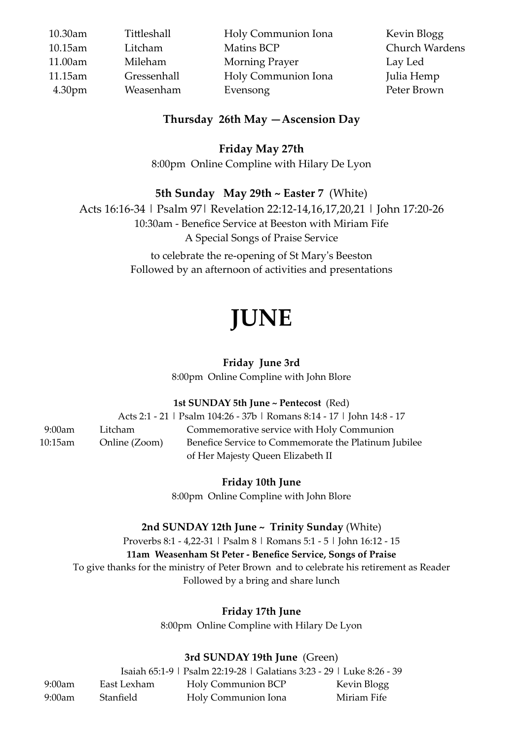| | | | |
|---|---|---|---|
| 10.30am | Tittleshall | Holy Communion Iona | Kevin Blogg |
| 10.15am | Litcham | Matins BCP | Church Wardens |
| 11.00am | Mileham | Morning Prayer | Lay Led |
| 11.15am | Gressenhall | Holy Communion Iona | Julia Hemp |
| 4.30pm | Weasenham | Evensong | Peter Brown |

**Thursday 26th May —Ascension Day**

**Friday May 27th**

8:00pm Online Compline with Hilary De Lyon

**5th Sunday May 29th ~ Easter 7** (White)

Acts 16:16-34 | Psalm 97| Revelation 22:12-14,16,17,20,21 | John 17:20-26

10:30am - Benefice Service at Beeston with Miriam Fife

A Special Songs of Praise Service

to celebrate the re-opening of St Mary's Beeston

Followed by an afternoon of activities and presentations

# JUNE

**Friday June 3rd**

8:00pm Online Compline with John Blore

**1st SUNDAY 5th June ~ Pentecost** (Red)

Acts 2:1 - 21 | Psalm 104:26 - 37b | Romans 8:14 - 17 | John 14:8 - 17

| | | |
|---|---|---|
| 9:00am | Litcham | Commemorative service with Holy Communion |
| 10:15am | Online (Zoom) | Benefice Service to Commemorate the Platinum Jubilee of Her Majesty Queen Elizabeth II |

**Friday 10th June**

8:00pm Online Compline with John Blore

**2nd SUNDAY 12th June ~ Trinity Sunday** (White)

Proverbs 8:1 - 4,22-31 | Psalm 8 | Romans 5:1 - 5 | John 16:12 - 15

**11am Weasenham St Peter - Benefice Service, Songs of Praise**

To give thanks for the ministry of Peter Brown and to celebrate his retirement as Reader

Followed by a bring and share lunch

**Friday 17th June**

8:00pm Online Compline with Hilary De Lyon

**3rd SUNDAY 19th June** (Green)

Isaiah 65:1-9 | Psalm 22:19-28 | Galatians 3:23 - 29 | Luke 8:26 - 39

| | | | |
|---|---|---|---|
| 9:00am | East Lexham | Holy Communion BCP | Kevin Blogg |
| 9:00am | Stanfield | Holy Communion Iona | Miriam Fife |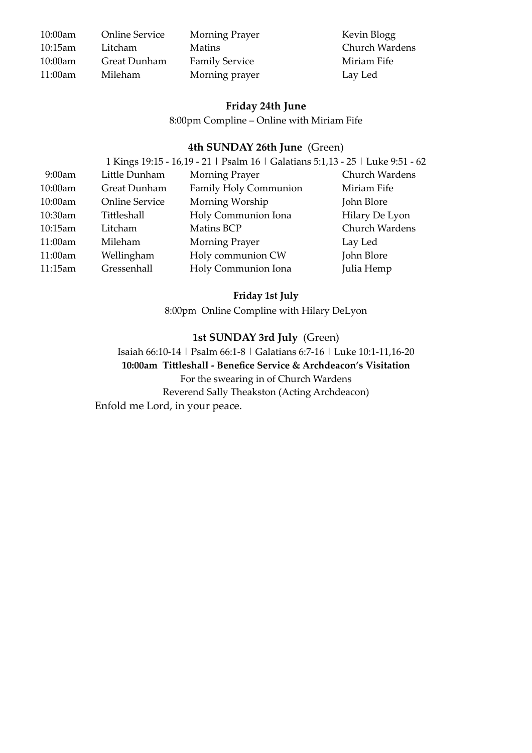| | | | |
|---|---|---|---|
| 10:00am | Online Service | Morning Prayer | Kevin Blogg |
| 10:15am | Litcham | Matins | Church Wardens |
| 10:00am | Great Dunham | Family Service | Miriam Fife |
| 11:00am | Mileham | Morning prayer | Lay Led |

**Friday 24th June**

8:00pm Compline – Online with Miriam Fife

**4th SUNDAY 26th June** (Green)

1 Kings 19:15 - 16,19 - 21 | Psalm 16 | Galatians 5:1,13 - 25 | Luke 9:51 - 62

| | | | |
|---|---|---|---|
| 9:00am | Little Dunham | Morning Prayer | Church Wardens |
| 10:00am | Great Dunham | Family Holy Communion | Miriam Fife |
| 10:00am | Online Service | Morning Worship | John Blore |
| 10:30am | Tittleshall | Holy Communion Iona | Hilary De Lyon |
| 10:15am | Litcham | Matins BCP | Church Wardens |
| 11:00am | Mileham | Morning Prayer | Lay Led |
| 11:00am | Wellingham | Holy communion CW | John Blore |
| 11:15am | Gressenhall | Holy Communion Iona | Julia Hemp |

**Friday 1st July**

8:00pm Online Compline with Hilary DeLyon

**1st SUNDAY 3rd July** (Green)

Isaiah 66:10-14 | Psalm 66:1-8 | Galatians 6:7-16 | Luke 10:1-11,16-20

**10:00am Tittleshall - Benefice Service & Archdeacon's Visitation**

For the swearing in of Church Wardens

Reverend Sally Theakston (Acting Archdeacon)

Enfold me Lord, in your peace.